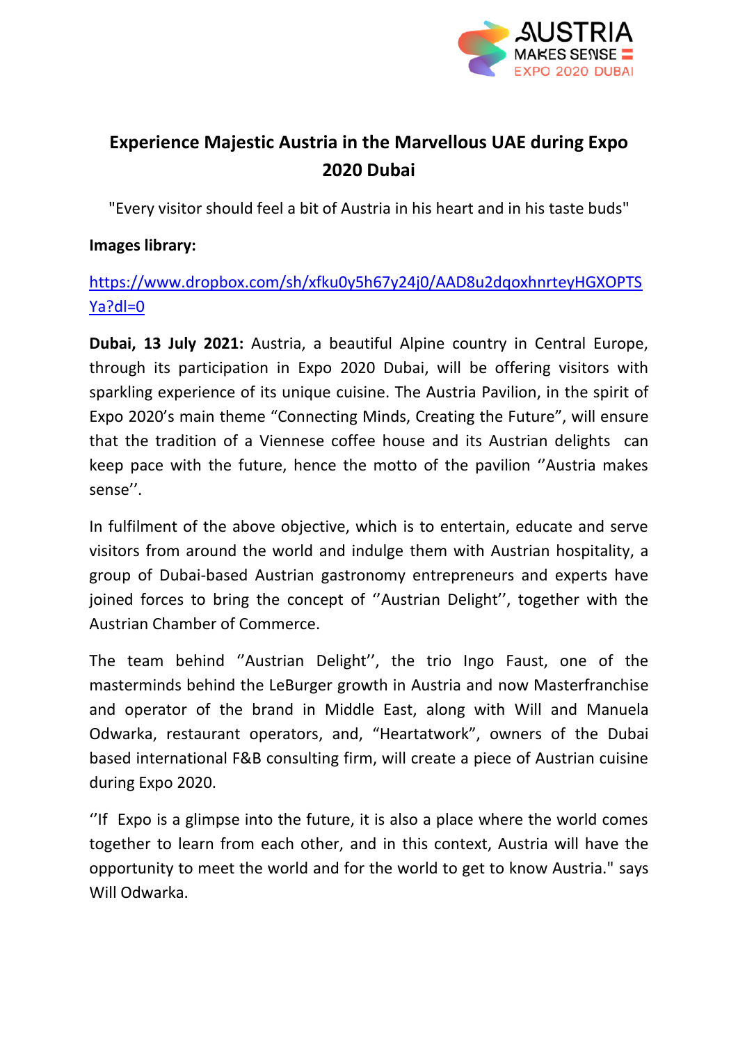# Experience Majestic Austria in the Marvellous UAE during Expo 2020 Dubai

"Every visitor should feel a bit of Austria in his heart and in his taste buds"

**Images library:**

https://www.dropbox.com/sh/xfku0y5h67y24j0/AAD8u2dqoxhnrteyHGXOPTSYa?dl=0

**Dubai, 13 July 2021:** Austria, a beautiful Alpine country in Central Europe, through its participation in Expo 2020 Dubai, will be offering visitors with sparkling experience of its unique cuisine. The Austria Pavilion, in the spirit of Expo 2020's main theme "Connecting Minds, Creating the Future", will ensure that the tradition of a Viennese coffee house and its Austrian delights can keep pace with the future, hence the motto of the pavilion ''Austria makes sense''.

In fulfilment of the above objective, which is to entertain, educate and serve visitors from around the world and indulge them with Austrian hospitality, a group of Dubai-based Austrian gastronomy entrepreneurs and experts have joined forces to bring the concept of ''Austrian Delight'', together with the Austrian Chamber of Commerce.

The team behind ''Austrian Delight'', the trio Ingo Faust, one of the masterminds behind the LeBurger growth in Austria and now Masterfranchise and operator of the brand in Middle East, along with Will and Manuela Odwarka, restaurant operators, and, "Heartatwork", owners of the Dubai based international F&B consulting firm, will create a piece of Austrian cuisine during Expo 2020.

''If Expo is a glimpse into the future, it is also a place where the world comes together to learn from each other, and in this context, Austria will have the opportunity to meet the world and for the world to get to know Austria." says Will Odwarka.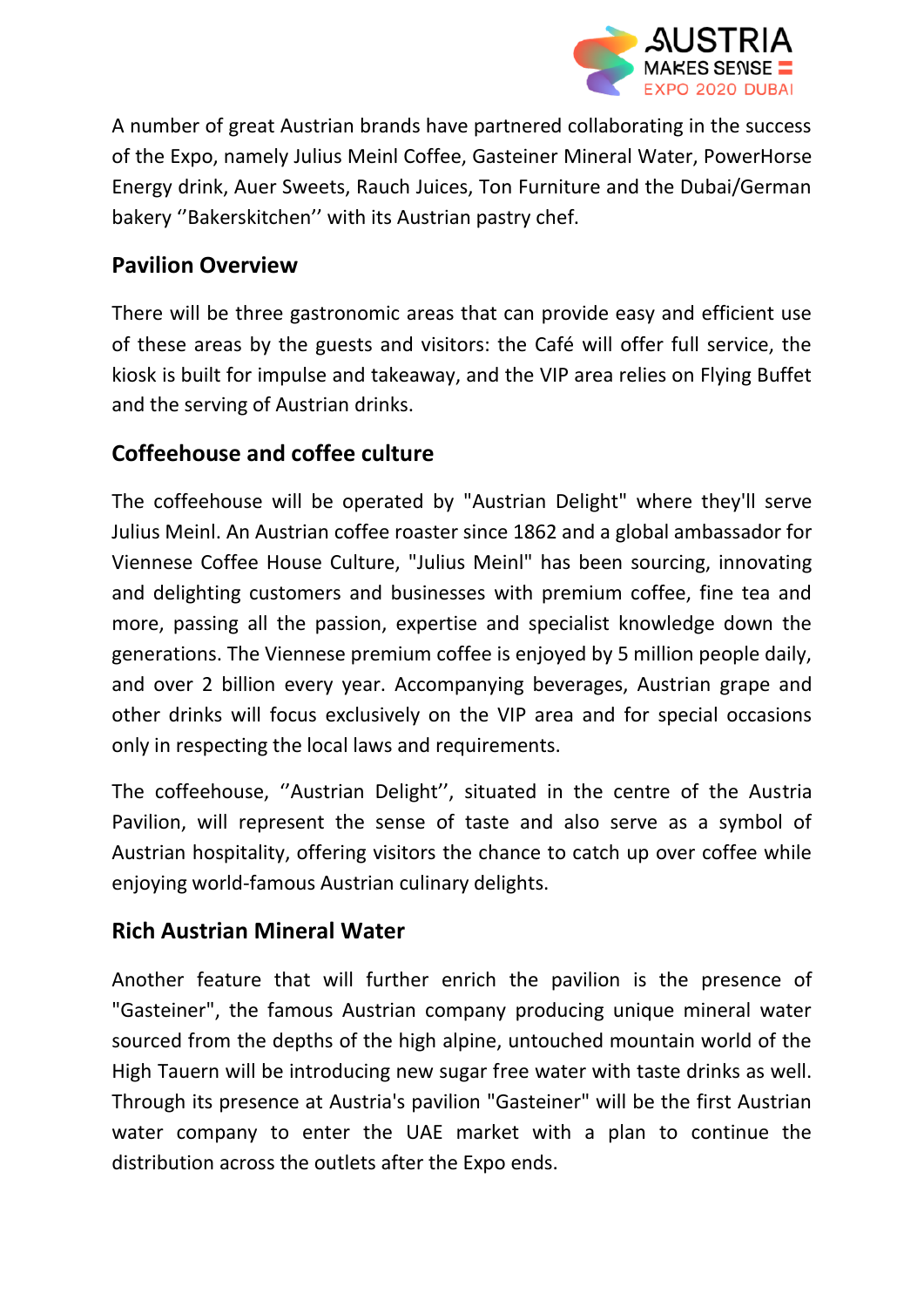A number of great Austrian brands have partnered collaborating in the success of the Expo, namely Julius Meinl Coffee, Gasteiner Mineral Water, PowerHorse Energy drink, Auer Sweets, Rauch Juices, Ton Furniture and the Dubai/German bakery ''Bakerskitchen'' with its Austrian pastry chef.

## Pavilion Overview

There will be three gastronomic areas that can provide easy and efficient use of these areas by the guests and visitors: the Café will offer full service, the kiosk is built for impulse and takeaway, and the VIP area relies on Flying Buffet and the serving of Austrian drinks.

## Coffeehouse and coffee culture

The coffeehouse will be operated by "Austrian Delight" where they'll serve Julius Meinl. An Austrian coffee roaster since 1862 and a global ambassador for Viennese Coffee House Culture, "Julius Meinl" has been sourcing, innovating and delighting customers and businesses with premium coffee, fine tea and more, passing all the passion, expertise and specialist knowledge down the generations. The Viennese premium coffee is enjoyed by 5 million people daily, and over 2 billion every year. Accompanying beverages, Austrian grape and other drinks will focus exclusively on the VIP area and for special occasions only in respecting the local laws and requirements.

The coffeehouse, ''Austrian Delight'', situated in the centre of the Austria Pavilion, will represent the sense of taste and also serve as a symbol of Austrian hospitality, offering visitors the chance to catch up over coffee while enjoying world-famous Austrian culinary delights.

## Rich Austrian Mineral Water

Another feature that will further enrich the pavilion is the presence of "Gasteiner", the famous Austrian company producing unique mineral water sourced from the depths of the high alpine, untouched mountain world of the High Tauern will be introducing new sugar free water with taste drinks as well. Through its presence at Austria's pavilion "Gasteiner" will be the first Austrian water company to enter the UAE market with a plan to continue the distribution across the outlets after the Expo ends.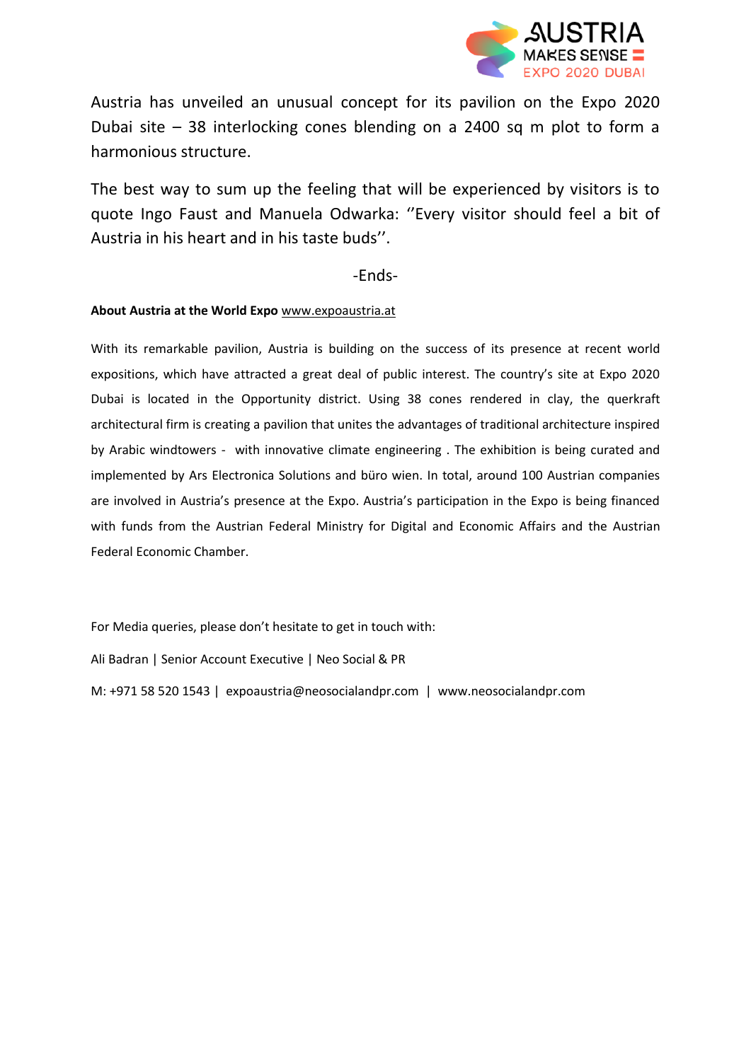Austria has unveiled an unusual concept for its pavilion on the Expo 2020 Dubai site – 38 interlocking cones blending on a 2400 sq m plot to form a harmonious structure.

The best way to sum up the feeling that will be experienced by visitors is to quote Ingo Faust and Manuela Odwarka: ''Every visitor should feel a bit of Austria in his heart and in his taste buds''.

-Ends-

**About Austria at the World Expo** www.expoaustria.at

With its remarkable pavilion, Austria is building on the success of its presence at recent world expositions, which have attracted a great deal of public interest. The country's site at Expo 2020 Dubai is located in the Opportunity district. Using 38 cones rendered in clay, the querkraft architectural firm is creating a pavilion that unites the advantages of traditional architecture inspired by Arabic windtowers - with innovative climate engineering . The exhibition is being curated and implemented by Ars Electronica Solutions and büro wien. In total, around 100 Austrian companies are involved in Austria's presence at the Expo. Austria's participation in the Expo is being financed with funds from the Austrian Federal Ministry for Digital and Economic Affairs and the Austrian Federal Economic Chamber.

For Media queries, please don't hesitate to get in touch with:

Ali Badran | Senior Account Executive | Neo Social & PR

M: +971 58 520 1543 | expoaustria@neosocialandpr.com | www.neosocialandpr.com